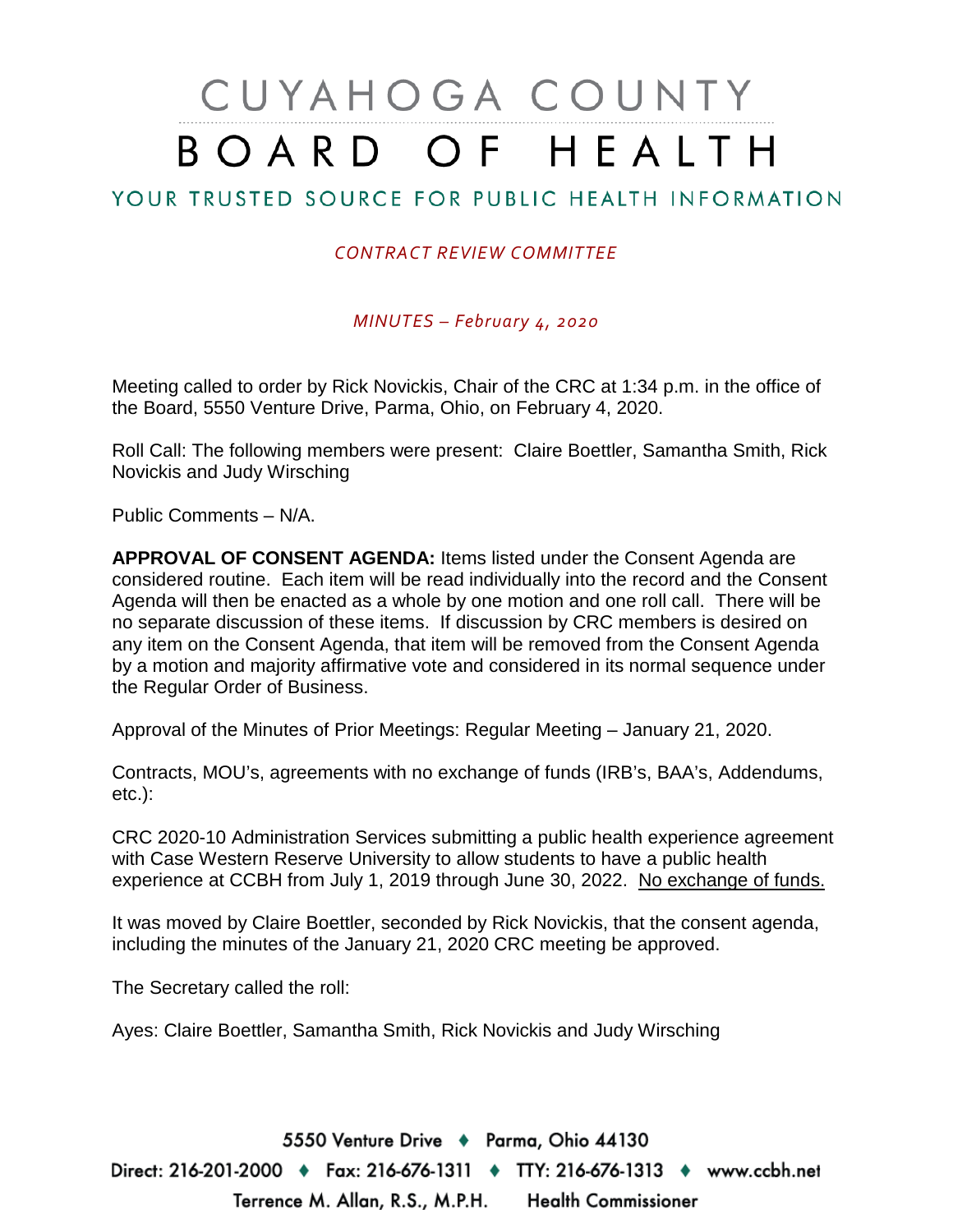# CUYAHOGA COUNTY BOARD OF HEALTH

## YOUR TRUSTED SOURCE FOR PUBLIC HEALTH INFORMATION

*CONTRACT REVIEW COMMITTEE*

*MINUTES – February 4, 2020*

Meeting called to order by Rick Novickis, Chair of the CRC at 1:34 p.m. in the office of the Board, 5550 Venture Drive, Parma, Ohio, on February 4, 2020.

Roll Call: The following members were present: Claire Boettler, Samantha Smith, Rick Novickis and Judy Wirsching

Public Comments – N/A.

**APPROVAL OF CONSENT AGENDA:** Items listed under the Consent Agenda are considered routine. Each item will be read individually into the record and the Consent Agenda will then be enacted as a whole by one motion and one roll call. There will be no separate discussion of these items. If discussion by CRC members is desired on any item on the Consent Agenda, that item will be removed from the Consent Agenda by a motion and majority affirmative vote and considered in its normal sequence under the Regular Order of Business.

Approval of the Minutes of Prior Meetings: Regular Meeting – January 21, 2020.

Contracts, MOU's, agreements with no exchange of funds (IRB's, BAA's, Addendums, etc.):

CRC 2020-10 Administration Services submitting a public health experience agreement with Case Western Reserve University to allow students to have a public health experience at CCBH from July 1, 2019 through June 30, 2022. No exchange of funds.

It was moved by Claire Boettler, seconded by Rick Novickis, that the consent agenda, including the minutes of the January 21, 2020 CRC meeting be approved.

The Secretary called the roll:

Ayes: Claire Boettler, Samantha Smith, Rick Novickis and Judy Wirsching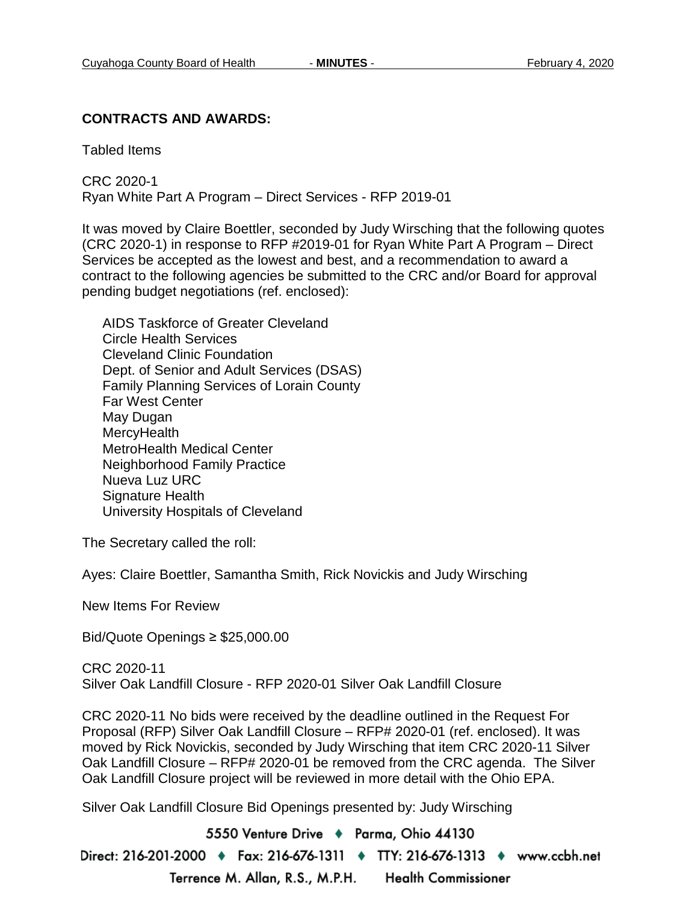**CONTRACTS AND AWARDS:**

Tabled Items

CRC 2020-1
Ryan White Part A Program – Direct Services - RFP 2019-01

It was moved by Claire Boettler, seconded by Judy Wirsching that the following quotes (CRC 2020-1) in response to RFP #2019-01 for Ryan White Part A Program – Direct Services be accepted as the lowest and best, and a recommendation to award a contract to the following agencies be submitted to the CRC and/or Board for approval pending budget negotiations (ref. enclosed):

AIDS Taskforce of Greater Cleveland
Circle Health Services
Cleveland Clinic Foundation
Dept. of Senior and Adult Services (DSAS)
Family Planning Services of Lorain County
Far West Center
May Dugan
MercyHealth
MetroHealth Medical Center
Neighborhood Family Practice
Nueva Luz URC
Signature Health
University Hospitals of Cleveland

The Secretary called the roll:

Ayes: Claire Boettler, Samantha Smith, Rick Novickis and Judy Wirsching

New Items For Review

Bid/Quote Openings ≥ $25,000.00

CRC 2020-11
Silver Oak Landfill Closure - RFP 2020-01 Silver Oak Landfill Closure

CRC 2020-11 No bids were received by the deadline outlined in the Request For Proposal (RFP) Silver Oak Landfill Closure – RFP# 2020-01 (ref. enclosed). It was moved by Rick Novickis, seconded by Judy Wirsching that item CRC 2020-11 Silver Oak Landfill Closure – RFP# 2020-01 be removed from the CRC agenda. The Silver Oak Landfill Closure project will be reviewed in more detail with the Ohio EPA.

Silver Oak Landfill Closure Bid Openings presented by: Judy Wirsching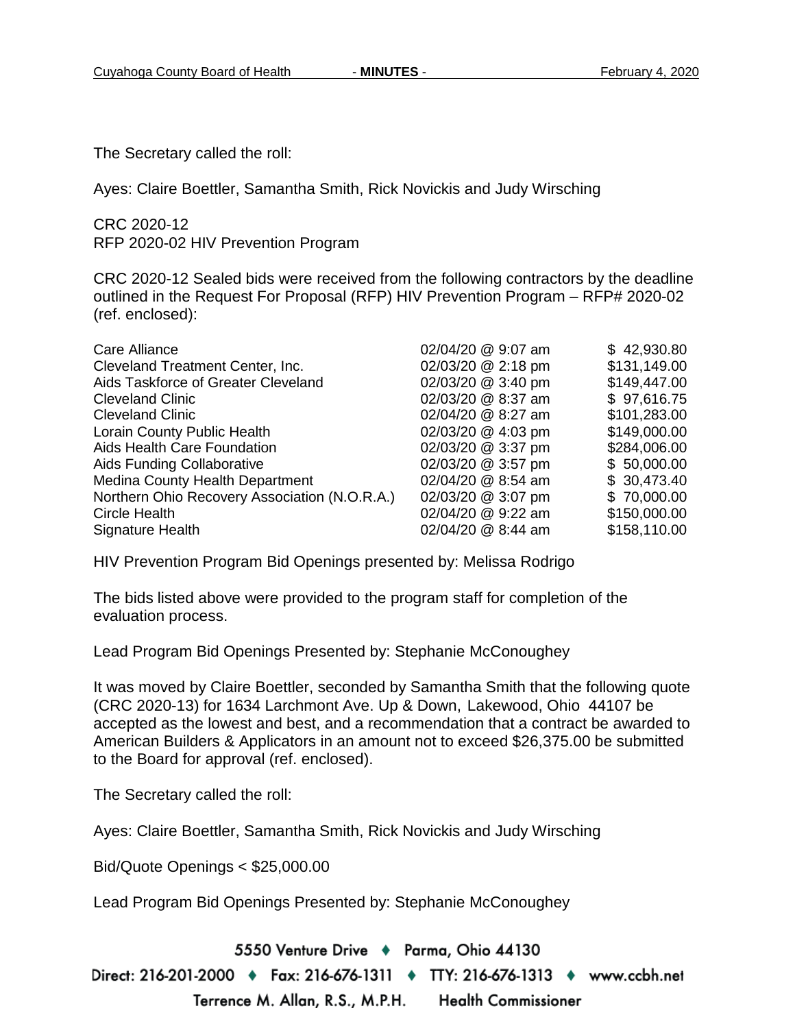The Secretary called the roll:

Ayes: Claire Boettler, Samantha Smith, Rick Novickis and Judy Wirsching

CRC 2020-12
RFP 2020-02 HIV Prevention Program

CRC 2020-12 Sealed bids were received from the following contractors by the deadline outlined in the Request For Proposal (RFP) HIV Prevention Program – RFP# 2020-02 (ref. enclosed):

| | | |
|---|---|---|
| Care Alliance | 02/04/20 @ 9:07 am | $ 42,930.80 |
| Cleveland Treatment Center, Inc. | 02/03/20 @ 2:18 pm | $131,149.00 |
| Aids Taskforce of Greater Cleveland | 02/03/20 @ 3:40 pm | $149,447.00 |
| Cleveland Clinic | 02/03/20 @ 8:37 am | $ 97,616.75 |
| Cleveland Clinic | 02/04/20 @ 8:27 am | $101,283.00 |
| Lorain County Public Health | 02/03/20 @ 4:03 pm | $149,000.00 |
| Aids Health Care Foundation | 02/03/20 @ 3:37 pm | $284,006.00 |
| Aids Funding Collaborative | 02/03/20 @ 3:57 pm | $ 50,000.00 |
| Medina County Health Department | 02/04/20 @ 8:54 am | $ 30,473.40 |
| Northern Ohio Recovery Association (N.O.R.A.) | 02/03/20 @ 3:07 pm | $ 70,000.00 |
| Circle Health | 02/04/20 @ 9:22 am | $150,000.00 |
| Signature Health | 02/04/20 @ 8:44 am | $158,110.00 |

HIV Prevention Program Bid Openings presented by: Melissa Rodrigo

The bids listed above were provided to the program staff for completion of the evaluation process.

Lead Program Bid Openings Presented by: Stephanie McConoughey

It was moved by Claire Boettler, seconded by Samantha Smith that the following quote (CRC 2020-13) for 1634 Larchmont Ave. Up & Down, Lakewood, Ohio 44107 be accepted as the lowest and best, and a recommendation that a contract be awarded to American Builders & Applicators in an amount not to exceed $26,375.00 be submitted to the Board for approval (ref. enclosed).

The Secretary called the roll:

Ayes: Claire Boettler, Samantha Smith, Rick Novickis and Judy Wirsching

Bid/Quote Openings < $25,000.00

Lead Program Bid Openings Presented by: Stephanie McConoughey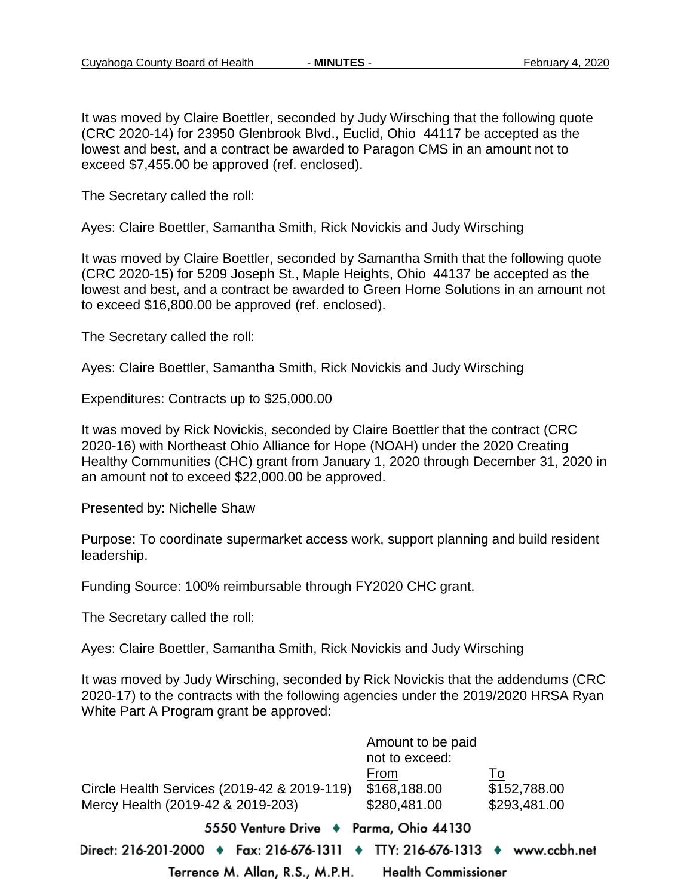It was moved by Claire Boettler, seconded by Judy Wirsching that the following quote (CRC 2020-14) for 23950 Glenbrook Blvd., Euclid, Ohio 44117 be accepted as the lowest and best, and a contract be awarded to Paragon CMS in an amount not to exceed $7,455.00 be approved (ref. enclosed).

The Secretary called the roll:

Ayes: Claire Boettler, Samantha Smith, Rick Novickis and Judy Wirsching

It was moved by Claire Boettler, seconded by Samantha Smith that the following quote (CRC 2020-15) for 5209 Joseph St., Maple Heights, Ohio 44137 be accepted as the lowest and best, and a contract be awarded to Green Home Solutions in an amount not to exceed $16,800.00 be approved (ref. enclosed).

The Secretary called the roll:

Ayes: Claire Boettler, Samantha Smith, Rick Novickis and Judy Wirsching

Expenditures: Contracts up to $25,000.00

It was moved by Rick Novickis, seconded by Claire Boettler that the contract (CRC 2020-16) with Northeast Ohio Alliance for Hope (NOAH) under the 2020 Creating Healthy Communities (CHC) grant from January 1, 2020 through December 31, 2020 in an amount not to exceed $22,000.00 be approved.

Presented by: Nichelle Shaw

Purpose: To coordinate supermarket access work, support planning and build resident leadership.

Funding Source: 100% reimbursable through FY2020 CHC grant.

The Secretary called the roll:

Ayes: Claire Boettler, Samantha Smith, Rick Novickis and Judy Wirsching

It was moved by Judy Wirsching, seconded by Rick Novickis that the addendums (CRC 2020-17) to the contracts with the following agencies under the 2019/2020 HRSA Ryan White Part A Program grant be approved:

| | Amount to be paid not to exceed: From | To |
|---|---|---|
| Circle Health Services (2019-42 & 2019-119) | $168,188.00 | $152,788.00 |
| Mercy Health (2019-42 & 2019-203) | $280,481.00 | $293,481.00 |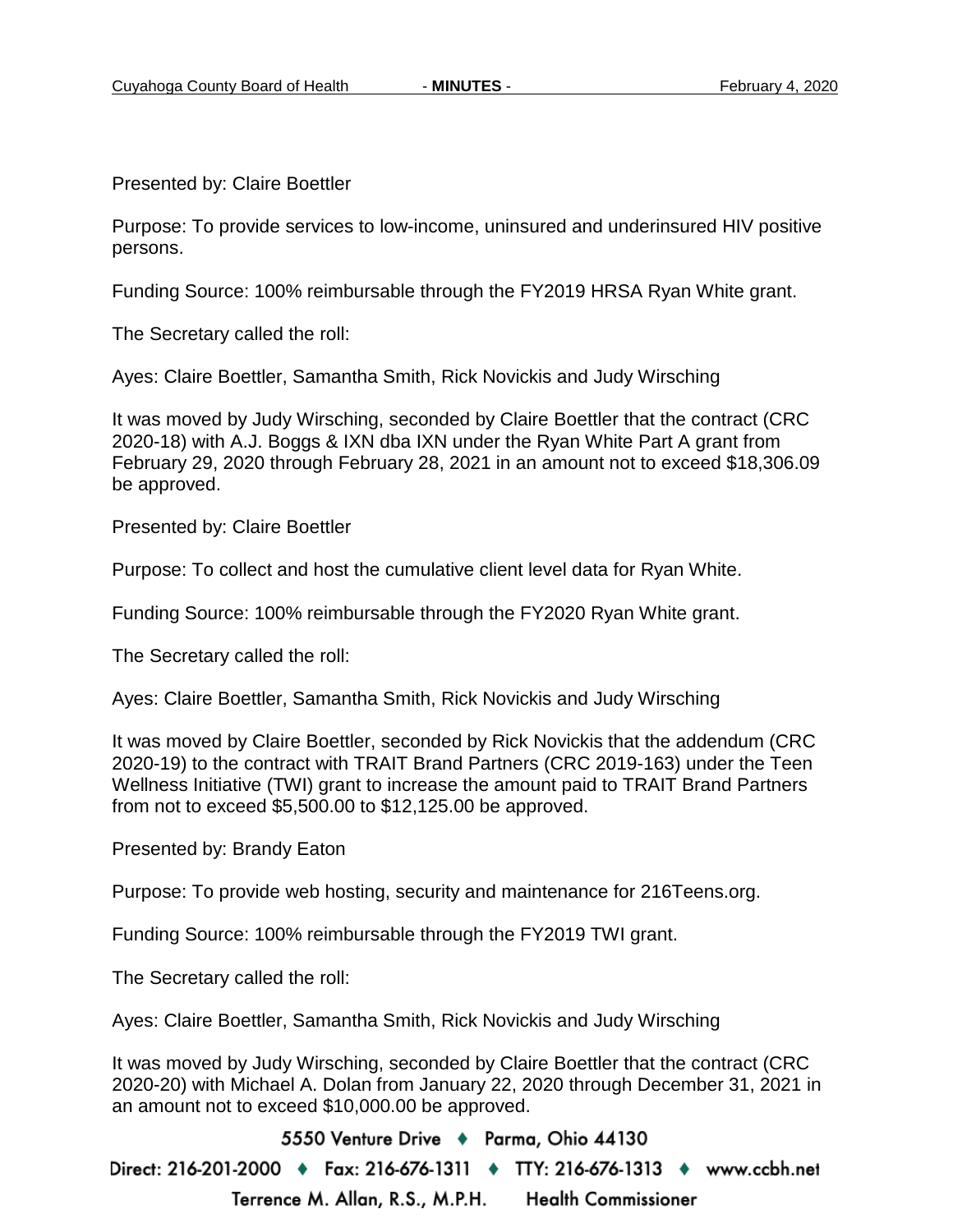Presented by: Claire Boettler

Purpose: To provide services to low-income, uninsured and underinsured HIV positive persons.

Funding Source: 100% reimbursable through the FY2019 HRSA Ryan White grant.

The Secretary called the roll:

Ayes: Claire Boettler, Samantha Smith, Rick Novickis and Judy Wirsching

It was moved by Judy Wirsching, seconded by Claire Boettler that the contract (CRC 2020-18) with A.J. Boggs & IXN dba IXN under the Ryan White Part A grant from February 29, 2020 through February 28, 2021 in an amount not to exceed $18,306.09 be approved.

Presented by: Claire Boettler

Purpose: To collect and host the cumulative client level data for Ryan White.

Funding Source: 100% reimbursable through the FY2020 Ryan White grant.

The Secretary called the roll:

Ayes: Claire Boettler, Samantha Smith, Rick Novickis and Judy Wirsching

It was moved by Claire Boettler, seconded by Rick Novickis that the addendum (CRC 2020-19) to the contract with TRAIT Brand Partners (CRC 2019-163) under the Teen Wellness Initiative (TWI) grant to increase the amount paid to TRAIT Brand Partners from not to exceed $5,500.00 to $12,125.00 be approved.

Presented by: Brandy Eaton

Purpose: To provide web hosting, security and maintenance for 216Teens.org.

Funding Source: 100% reimbursable through the FY2019 TWI grant.

The Secretary called the roll:

Ayes: Claire Boettler, Samantha Smith, Rick Novickis and Judy Wirsching

It was moved by Judy Wirsching, seconded by Claire Boettler that the contract (CRC 2020-20) with Michael A. Dolan from January 22, 2020 through December 31, 2021 in an amount not to exceed $10,000.00 be approved.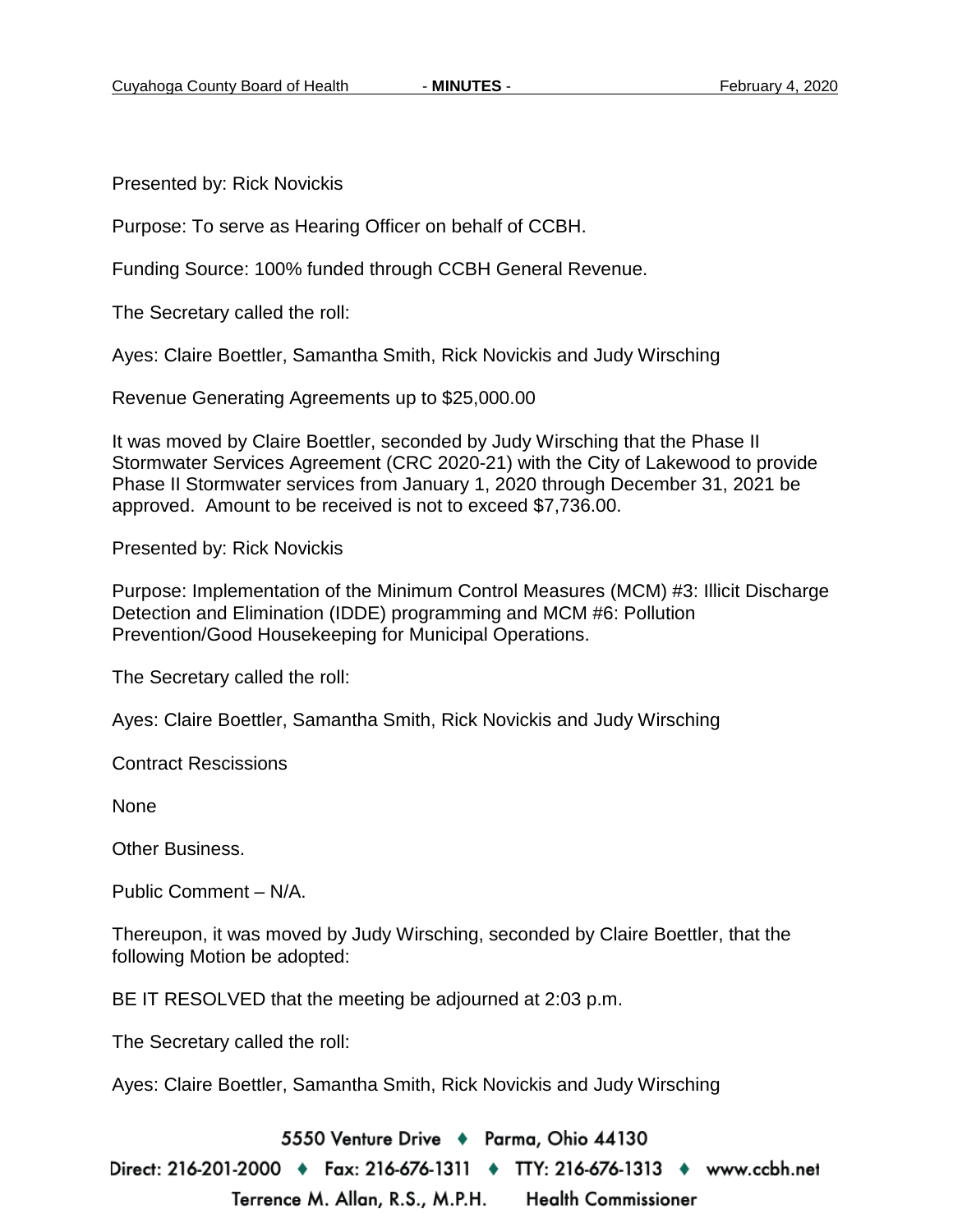Presented by: Rick Novickis

Purpose: To serve as Hearing Officer on behalf of CCBH.

Funding Source: 100% funded through CCBH General Revenue.

The Secretary called the roll:

Ayes: Claire Boettler, Samantha Smith, Rick Novickis and Judy Wirsching

Revenue Generating Agreements up to $25,000.00

It was moved by Claire Boettler, seconded by Judy Wirsching that the Phase II Stormwater Services Agreement (CRC 2020-21) with the City of Lakewood to provide Phase II Stormwater services from January 1, 2020 through December 31, 2021 be approved. Amount to be received is not to exceed $7,736.00.

Presented by: Rick Novickis

Purpose: Implementation of the Minimum Control Measures (MCM) #3: Illicit Discharge Detection and Elimination (IDDE) programming and MCM #6: Pollution Prevention/Good Housekeeping for Municipal Operations.

The Secretary called the roll:

Ayes: Claire Boettler, Samantha Smith, Rick Novickis and Judy Wirsching

Contract Rescissions

None

Other Business.

Public Comment – N/A.

Thereupon, it was moved by Judy Wirsching, seconded by Claire Boettler, that the following Motion be adopted:

BE IT RESOLVED that the meeting be adjourned at 2:03 p.m.

The Secretary called the roll:

Ayes: Claire Boettler, Samantha Smith, Rick Novickis and Judy Wirsching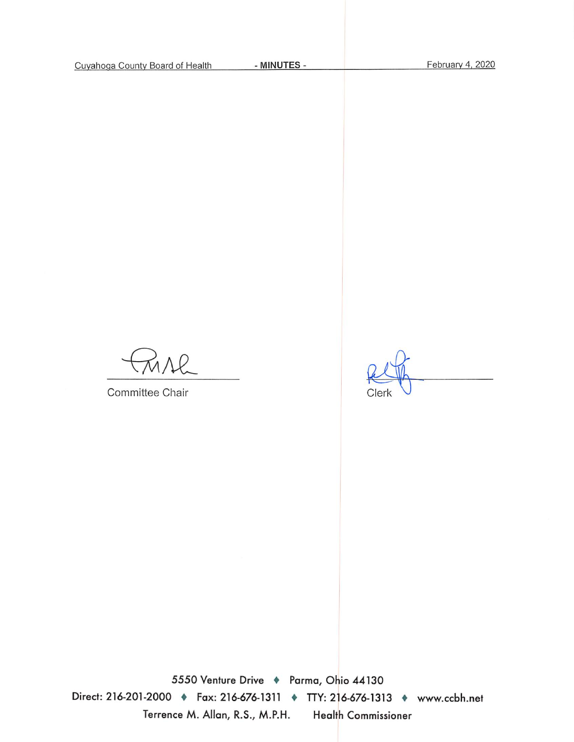Committee Chair

Clerk

5550 Venture Drive ♦ Parma, Ohio 44130

Direct: 216-201-2000 ♦ Fax: 216-676-1311 ♦ TTY: 216-676-1313 ♦ www.ccbh.net

Terrence M. Allan, R.S., M.P.H. Health Commissioner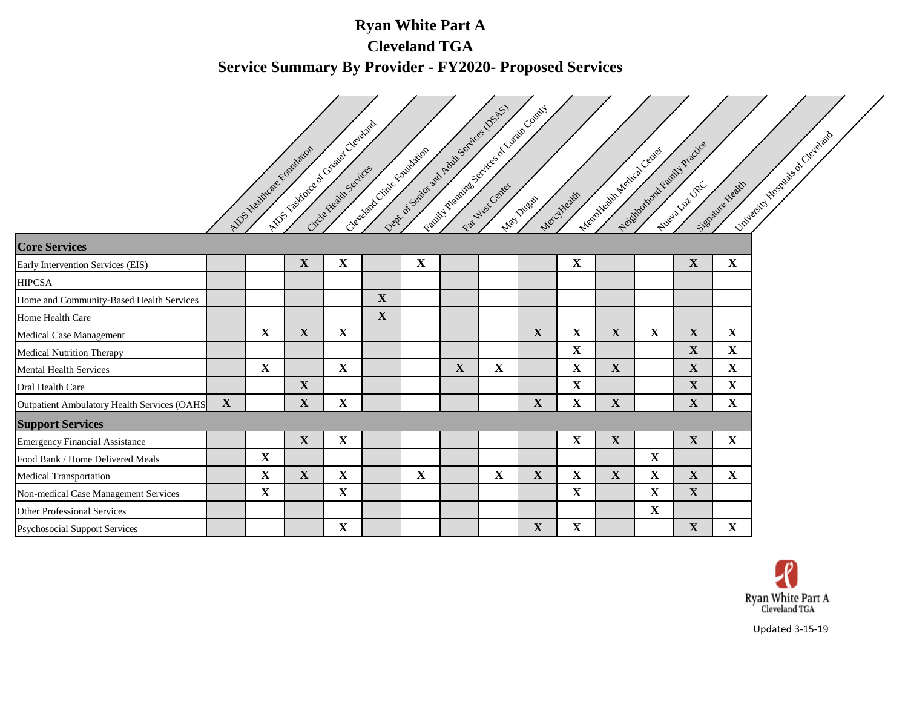# Ryan White Part A

## Cleveland TGA

## Service Summary By Provider - FY2020- Proposed Services

| | AIDS Healthcare Foundation | AIDS Taskforce of Greater Cleveland | Circle Health Services | Cleveland Clinic Foundation | Dept. of Senior and Adult Services (DSAS) | Family Planning Services of Lorain County | Far West Center | May Dugan | MercyHealth | MetroHealth Medical Center | Neighborhood Family Practice | Nueva Luz URC | Signature Health | University Hospitals of Cleveland |
|---|---|---|---|---|---|---|---|---|---|---|---|---|---|---|
| **Core Services** | | | | | | | | | | | | | | |
| Early Intervention Services (EIS) | | | X | X | | X | | | | X | | | X | X |
| HIPCSA | | | | | | | | | | | | | | |
| Home and Community-Based Health Services | | | | | X | | | | | | | | | |
| Home Health Care | | | | | X | | | | | | | | | |
| Medical Case Management | | X | X | X | | | | | X | X | X | X | X | X |
| Medical Nutrition Therapy | | | | | | | | | | X | | | X | X |
| Mental Health Services | | X | | X | | | X | X | | X | X | | X | X |
| Oral Health Care | | | X | | | | | | | X | | | X | X |
| Outpatient Ambulatory Health Services (OAHS) | X | | X | X | | | | | X | X | X | | X | X |
| **Support Services** | | | | | | | | | | | | | | |
| Emergency Financial Assistance | | | X | X | | | | | | X | X | | X | X |
| Food Bank / Home Delivered Meals | | X | | | | | | | | | | X | | |
| Medical Transportation | | X | X | X | | X | | X | X | X | X | X | X | X |
| Non-medical Case Management Services | | X | | X | | | | | | X | | X | X | |
| Other Professional Services | | | | | | | | | | | | X | | |
| Psychosocial Support Services | | | | X | | | | | X | X | | | X | X |

Ryan White Part A
Cleveland TGA

Updated 3-15-19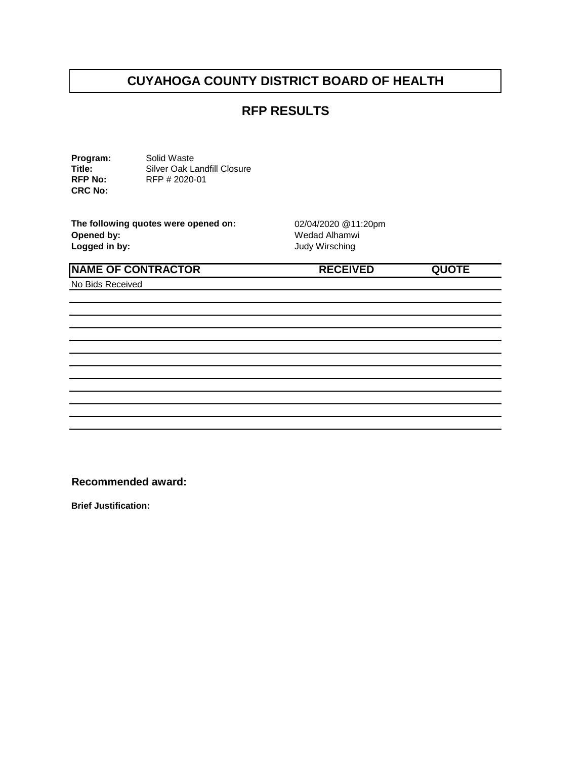# CUYAHOGA COUNTY DISTRICT BOARD OF HEALTH

## RFP RESULTS

**Program:** Solid Waste
**Title:** Silver Oak Landfill Closure
**RFP No:** RFP # 2020-01
**CRC No:**

**The following quotes were opened on:** 02/04/2020 @11:20pm
**Opened by:** Wedad Alhamwi
**Logged in by:** Judy Wirsching

| NAME OF CONTRACTOR | RECEIVED | QUOTE |
|---|---|---|
| No Bids Received | | |
| | | |
| | | |
| | | |
| | | |
| | | |
| | | |
| | | |
| | | |
| | | |
| | | |
| | | |

**Recommended award:**

**Brief Justification:**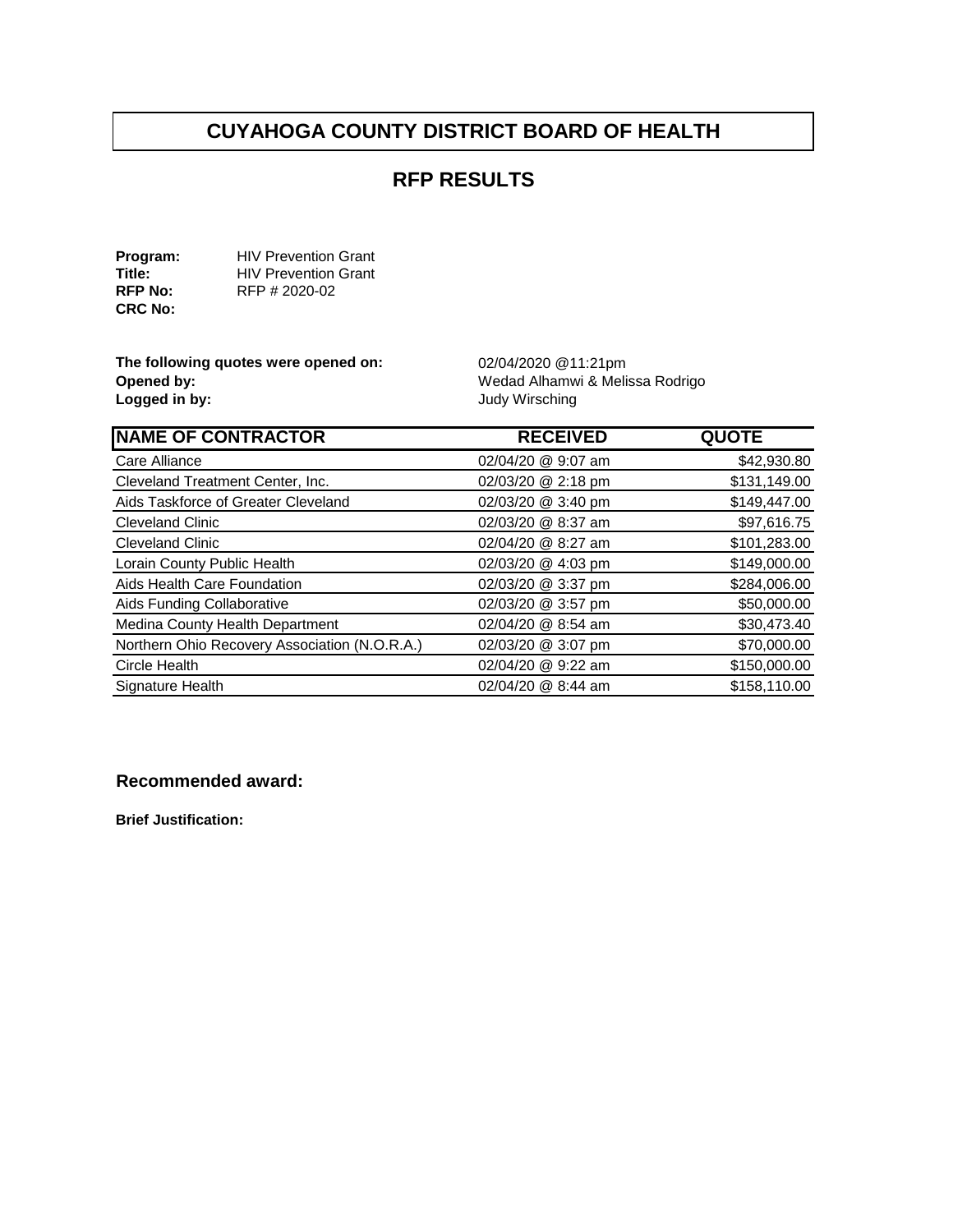# CUYAHOGA COUNTY DISTRICT BOARD OF HEALTH

## RFP RESULTS

**Program:** HIV Prevention Grant
**Title:** HIV Prevention Grant
**RFP No:** RFP # 2020-02
**CRC No:**

**The following quotes were opened on:** 02/04/2020 @11:21pm
**Opened by:** Wedad Alhamwi & Melissa Rodrigo
**Logged in by:** Judy Wirsching

| NAME OF CONTRACTOR | RECEIVED | QUOTE |
|---|---|---|
| Care Alliance | 02/04/20 @ 9:07 am | $42,930.80 |
| Cleveland Treatment Center, Inc. | 02/03/20 @ 2:18 pm | $131,149.00 |
| Aids Taskforce of Greater Cleveland | 02/03/20 @ 3:40 pm | $149,447.00 |
| Cleveland Clinic | 02/03/20 @ 8:37 am | $97,616.75 |
| Cleveland Clinic | 02/04/20 @ 8:27 am | $101,283.00 |
| Lorain County Public Health | 02/03/20 @ 4:03 pm | $149,000.00 |
| Aids Health Care Foundation | 02/03/20 @ 3:37 pm | $284,006.00 |
| Aids Funding Collaborative | 02/03/20 @ 3:57 pm | $50,000.00 |
| Medina County Health Department | 02/04/20 @ 8:54 am | $30,473.40 |
| Northern Ohio Recovery Association (N.O.R.A.) | 02/03/20 @ 3:07 pm | $70,000.00 |
| Circle Health | 02/04/20 @ 9:22 am | $150,000.00 |
| Signature Health | 02/04/20 @ 8:44 am | $158,110.00 |

**Recommended award:**

**Brief Justification:**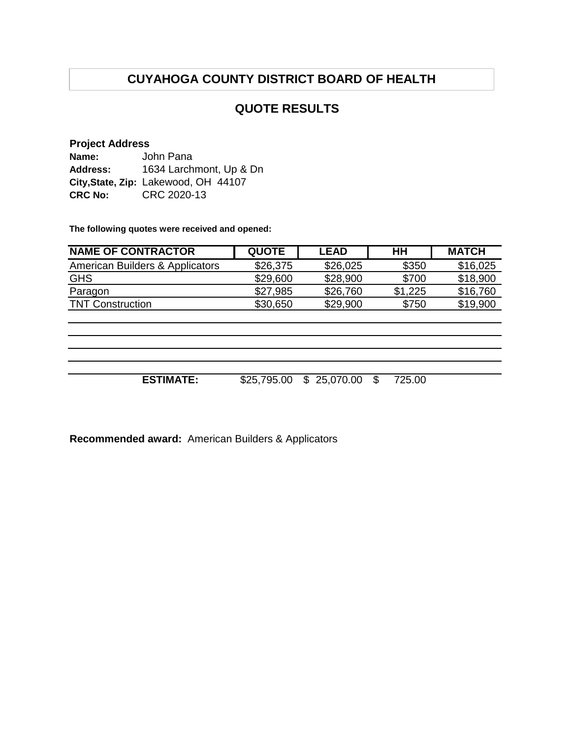# CUYAHOGA COUNTY DISTRICT BOARD OF HEALTH

## QUOTE RESULTS

**Project Address**

**Name:** John Pana
**Address:** 1634 Larchmont, Up & Dn
**City,State, Zip:** Lakewood, OH 44107
**CRC No:** CRC 2020-13

**The following quotes were received and opened:**

| NAME OF CONTRACTOR | QUOTE | LEAD | HH | MATCH |
|---|---|---|---|---|
| American Builders & Applicators | $26,375 | $26,025 | $350 | $16,025 |
| GHS | $29,600 | $28,900 | $700 | $18,900 |
| Paragon | $27,985 | $26,760 | $1,225 | $16,760 |
| TNT Construction | $30,650 | $29,900 | $750 | $19,900 |
| | | | | |
| | | | | |
| | | | | |
| | | | | |
| **ESTIMATE:** | $25,795.00 | $ 25,070.00 | $ 725.00 | |

**Recommended award:** American Builders & Applicators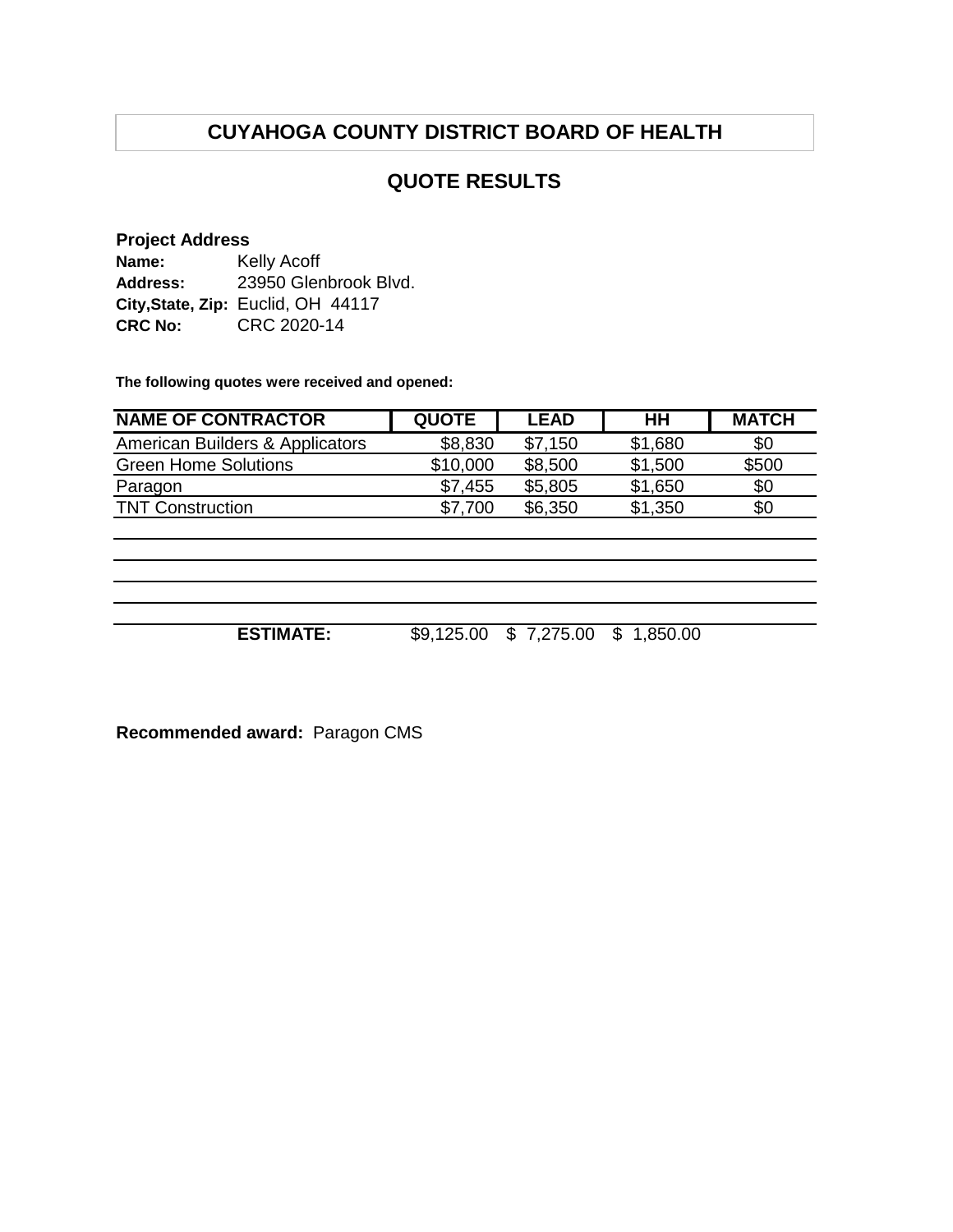# CUYAHOGA COUNTY DISTRICT BOARD OF HEALTH

## QUOTE RESULTS

**Project Address**

**Name:** Kelly Acoff
**Address:** 23950 Glenbrook Blvd.
**City,State, Zip:** Euclid, OH 44117
**CRC No:** CRC 2020-14

**The following quotes were received and opened:**

| NAME OF CONTRACTOR | QUOTE | LEAD | HH | MATCH |
|---|---|---|---|---|
| American Builders & Applicators | $8,830 | $7,150 | $1,680 | $0 |
| Green Home Solutions | $10,000 | $8,500 | $1,500 | $500 |
| Paragon | $7,455 | $5,805 | $1,650 | $0 |
| TNT Construction | $7,700 | $6,350 | $1,350 | $0 |
| | | | | |
| | | | | |
| | | | | |
| | | | | |
| **ESTIMATE:** | $9,125.00 | $ 7,275.00 | $ 1,850.00 | |

**Recommended award:** Paragon CMS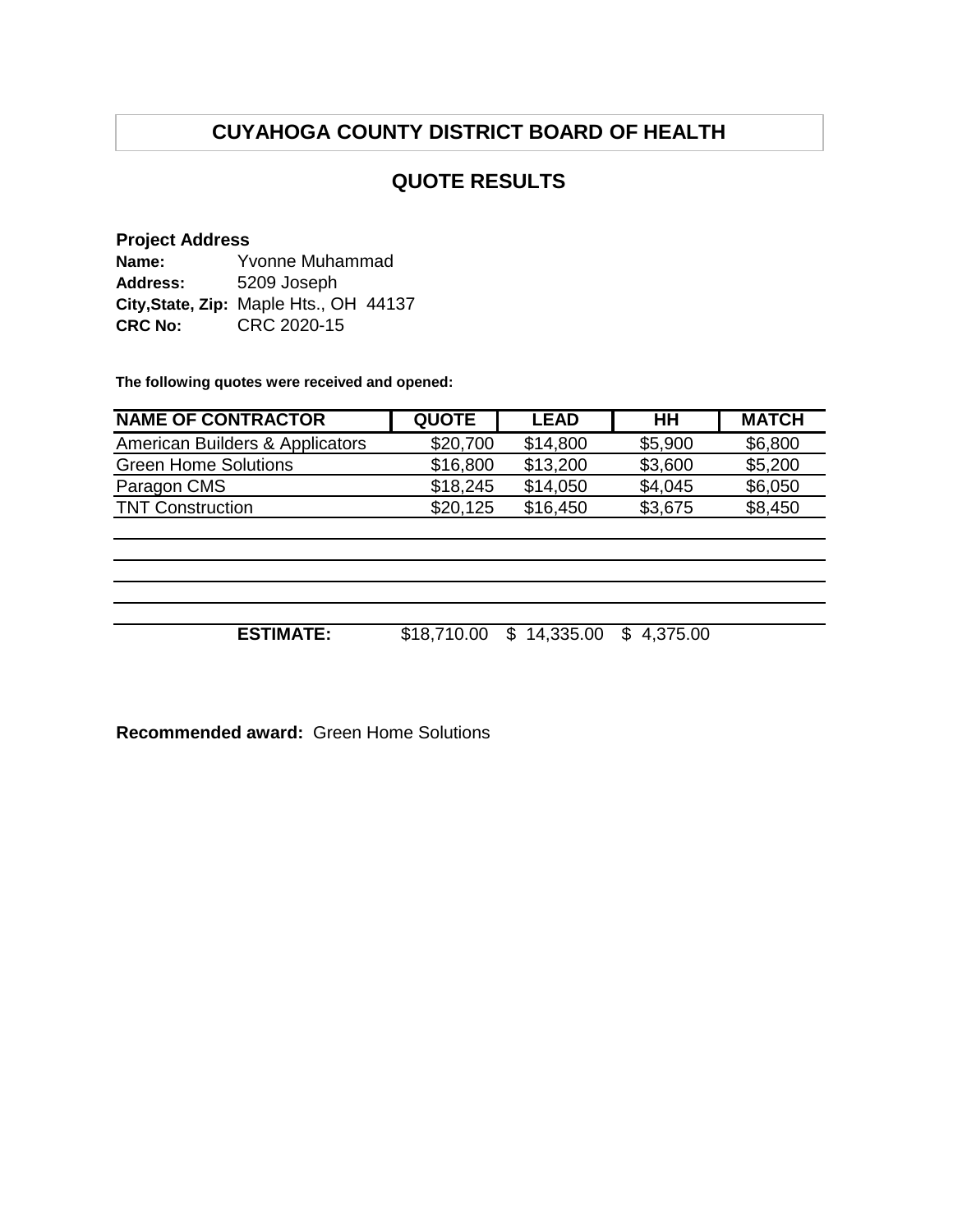# CUYAHOGA COUNTY DISTRICT BOARD OF HEALTH

## QUOTE RESULTS

**Project Address**

**Name:** Yvonne Muhammad
**Address:** 5209 Joseph
**City,State, Zip:** Maple Hts., OH 44137
**CRC No:** CRC 2020-15

**The following quotes were received and opened:**

| NAME OF CONTRACTOR | QUOTE | LEAD | HH | MATCH |
|---|---|---|---|---|
| American Builders & Applicators | $20,700 | $14,800 | $5,900 | $6,800 |
| Green Home Solutions | $16,800 | $13,200 | $3,600 | $5,200 |
| Paragon CMS | $18,245 | $14,050 | $4,045 | $6,050 |
| TNT Construction | $20,125 | $16,450 | $3,675 | $8,450 |
| | | | | |
| | | | | |
| | | | | |
| | | | | |
| **ESTIMATE:** | $18,710.00 | $ 14,335.00 | $ 4,375.00 | |

**Recommended award:** Green Home Solutions